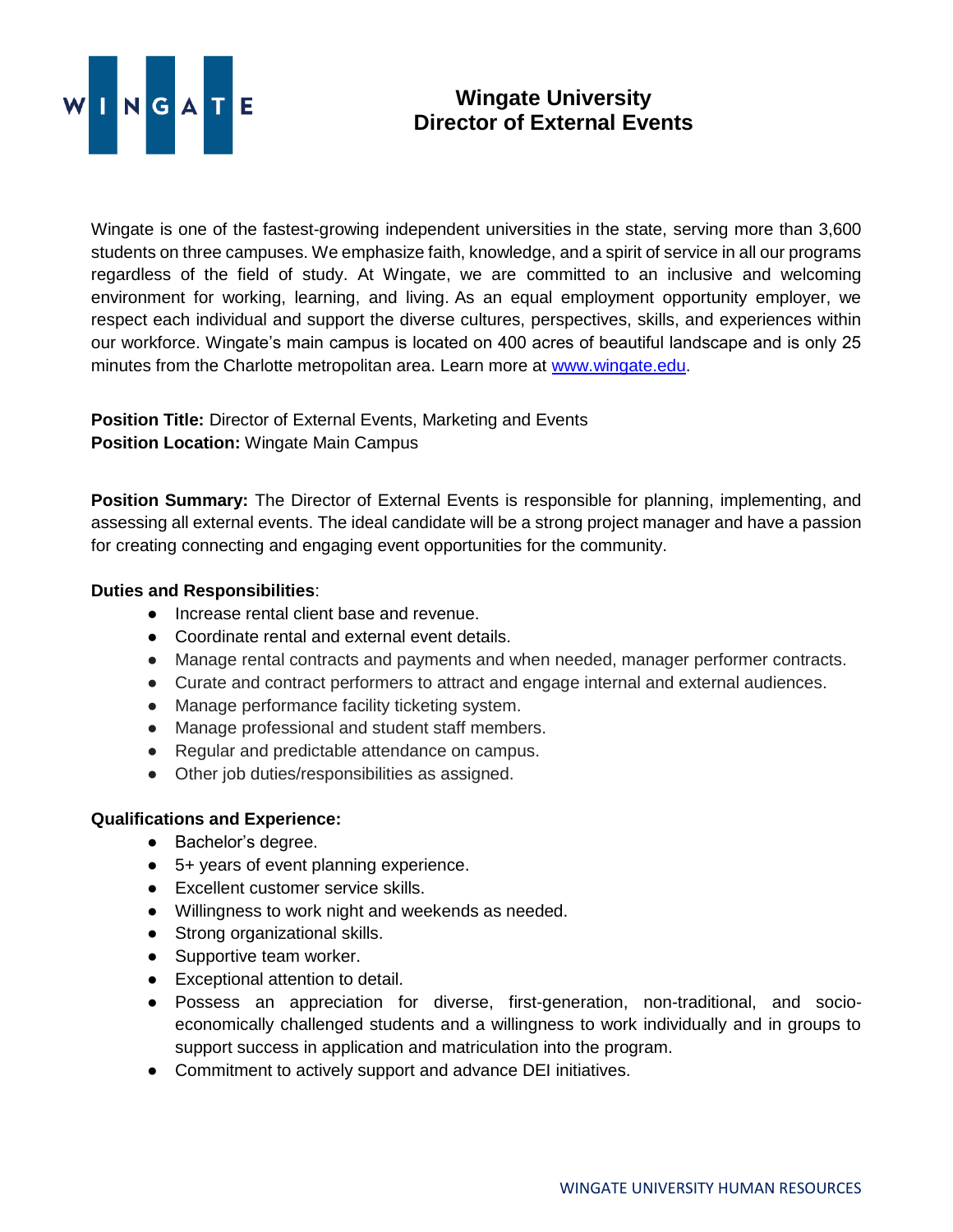# Wingate University
# Director of External Events

Wingate is one of the fastest-growing independent universities in the state, serving more than 3,600 students on three campuses. We emphasize faith, knowledge, and a spirit of service in all our programs regardless of the field of study. At Wingate, we are committed to an inclusive and welcoming environment for working, learning, and living. As an equal employment opportunity employer, we respect each individual and support the diverse cultures, perspectives, skills, and experiences within our workforce. Wingate's main campus is located on 400 acres of beautiful landscape and is only 25 minutes from the Charlotte metropolitan area. Learn more at [www.wingate.edu](http://www.wingate.edu).

**Position Title:** Director of External Events, Marketing and Events
**Position Location:** Wingate Main Campus

**Position Summary:** The Director of External Events is responsible for planning, implementing, and assessing all external events. The ideal candidate will be a strong project manager and have a passion for creating connecting and engaging event opportunities for the community.

**Duties and Responsibilities**:

- Increase rental client base and revenue.
- Coordinate rental and external event details.
- Manage rental contracts and payments and when needed, manager performer contracts.
- Curate and contract performers to attract and engage internal and external audiences.
- Manage performance facility ticketing system.
- Manage professional and student staff members.
- Regular and predictable attendance on campus.
- Other job duties/responsibilities as assigned.

**Qualifications and Experience:**

- Bachelor's degree.
- 5+ years of event planning experience.
- Excellent customer service skills.
- Willingness to work night and weekends as needed.
- Strong organizational skills.
- Supportive team worker.
- Exceptional attention to detail.
- Possess an appreciation for diverse, first-generation, non-traditional, and socio-economically challenged students and a willingness to work individually and in groups to support success in application and matriculation into the program.
- Commitment to actively support and advance DEI initiatives.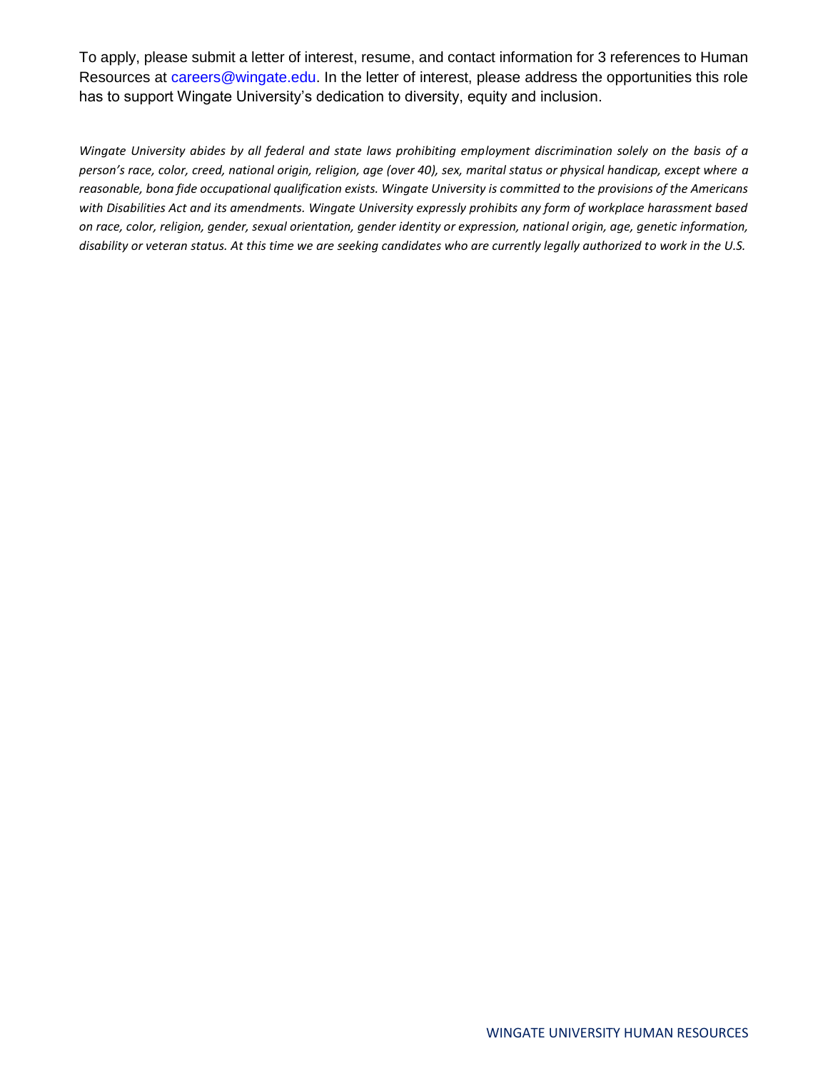To apply, please submit a letter of interest, resume, and contact information for 3 references to Human Resources at careers@wingate.edu. In the letter of interest, please address the opportunities this role has to support Wingate University's dedication to diversity, equity and inclusion.

*Wingate University abides by all federal and state laws prohibiting employment discrimination solely on the basis of a person's race, color, creed, national origin, religion, age (over 40), sex, marital status or physical handicap, except where a reasonable, bona fide occupational qualification exists. Wingate University is committed to the provisions of the Americans with Disabilities Act and its amendments. Wingate University expressly prohibits any form of workplace harassment based on race, color, religion, gender, sexual orientation, gender identity or expression, national origin, age, genetic information, disability or veteran status. At this time we are seeking candidates who are currently legally authorized to work in the U.S.*